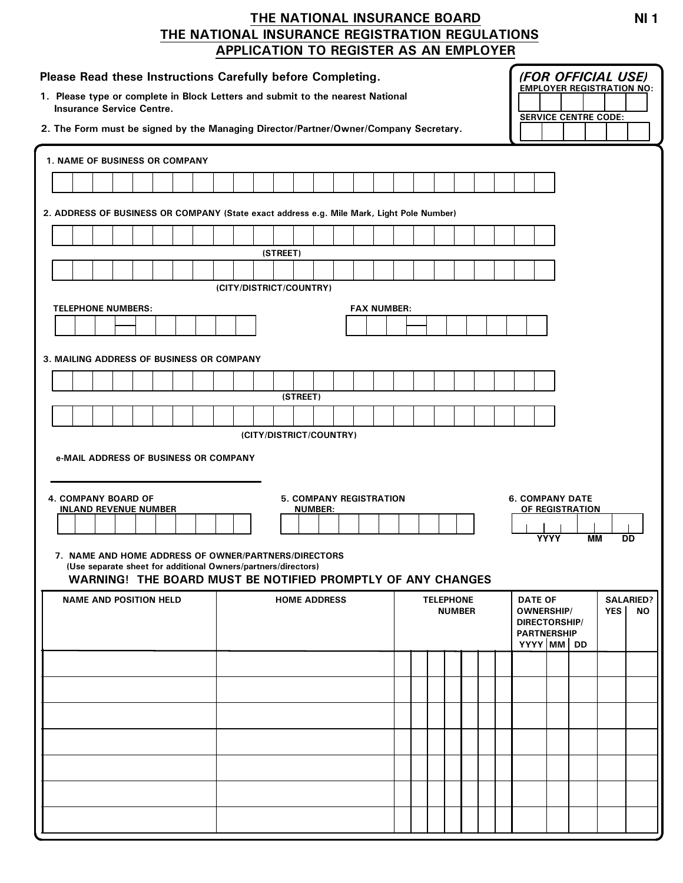# THE NATIONAL INSURANCE BOARD
## THE NATIONAL INSURANCE REGISTRATION REGULATIONS
## APPLICATION TO REGISTER AS AN EMPLOYER

**NI 1**

**Please Read these Instructions Carefully before Completing.**

1. Please type or complete in Block Letters and submit to the nearest National Insurance Service Centre.
2. The Form must be signed by the Managing Director/Partner/Owner/Company Secretary.

***(FOR OFFICIAL USE)***
**EMPLOYER REGISTRATION NO:**
**SERVICE CENTRE CODE:**

**1. NAME OF BUSINESS OR COMPANY**

**2. ADDRESS OF BUSINESS OR COMPANY (State exact address e.g. Mile Mark, Light Pole Number)**

(STREET)

(CITY/DISTRICT/COUNTRY)

**TELEPHONE NUMBERS:**

**FAX NUMBER:**

**3. MAILING ADDRESS OF BUSINESS OR COMPANY**

(STREET)

(CITY/DISTRICT/COUNTRY)

**e-MAIL ADDRESS OF BUSINESS OR COMPANY**

**4. COMPANY BOARD OF INLAND REVENUE NUMBER**

**5. COMPANY REGISTRATION NUMBER:**

**6. COMPANY DATE OF REGISTRATION**

YYYY MM DD

**7. NAME AND HOME ADDRESS OF OWNER/PARTNERS/DIRECTORS**
(Use separate sheet for additional Owners/partners/directors)

**WARNING! THE BOARD MUST BE NOTIFIED PROMPTLY OF ANY CHANGES**

| NAME AND POSITION HELD | HOME ADDRESS | TELEPHONE NUMBER | DATE OF OWNERSHIP/ DIRECTORSHIP/ PARTNERSHIP | | | SALARIED? | |
|---|---|---|---|---|---|---|---|
| | | | YYYY | MM | DD | YES | NO |
| | | | | | | | |
| | | | | | | | |
| | | | | | | | |
| | | | | | | | |
| | | | | | | | |
| | | | | | | | |
| | | | | | | | |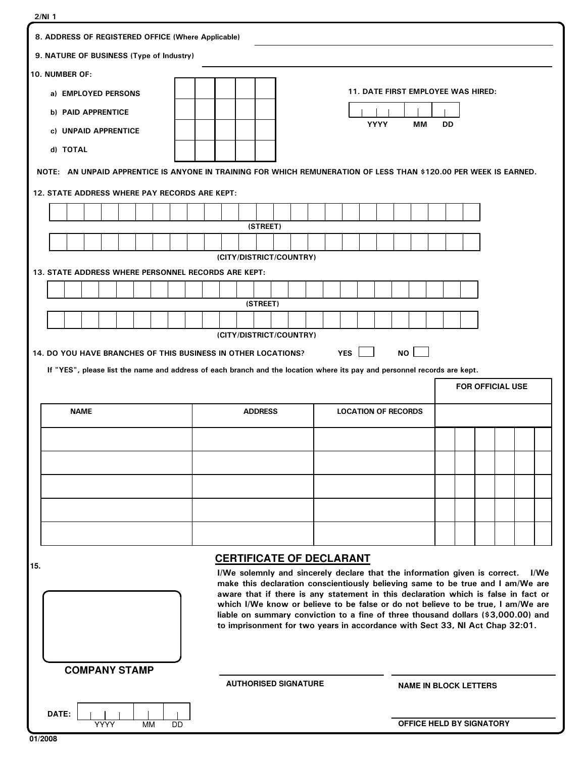2/NI 1

8. ADDRESS OF REGISTERED OFFICE (Where Applicable)

9. NATURE OF BUSINESS (Type of Industry)

10. NUMBER OF:

a) EMPLOYED PERSONS

b) PAID APPRENTICE

c) UNPAID APPRENTICE

d) TOTAL

11. DATE FIRST EMPLOYEE WAS HIRED:

YYYY MM DD

NOTE: AN UNPAID APPRENTICE IS ANYONE IN TRAINING FOR WHICH REMUNERATION OF LESS THAN $120.00 PER WEEK IS EARNED.

12. STATE ADDRESS WHERE PAY RECORDS ARE KEPT:

(STREET)

(CITY/DISTRICT/COUNTRY)

13. STATE ADDRESS WHERE PERSONNEL RECORDS ARE KEPT:

(STREET)

(CITY/DISTRICT/COUNTRY)

14. DO YOU HAVE BRANCHES OF THIS BUSINESS IN OTHER LOCATIONS? YES ☐ NO ☐

If "YES", please list the name and address of each branch and the location where its pay and personnel records are kept.

| NAME | ADDRESS | LOCATION OF RECORDS | FOR OFFICIAL USE |
|---|---|---|---|
| | | | |
| | | | |
| | | | |
| | | | |
| | | | |

15.

COMPANY STAMP

DATE: YYYY MM DD

## CERTIFICATE OF DECLARANT

I/We solemnly and sincerely declare that the information given is correct. I/We make this declaration conscientiously believing same to be true and I am/We are aware that if there is any statement in this declaration which is false in fact or which I/We know or believe to be false or do not believe to be true, I am/We are liable on summary conviction to a fine of three thousand dollars ($3,000.00) and to imprisonment for two years in accordance with Sect 33, NI Act Chap 32:01.

AUTHORISED SIGNATURE

NAME IN BLOCK LETTERS

OFFICE HELD BY SIGNATORY

01/2008